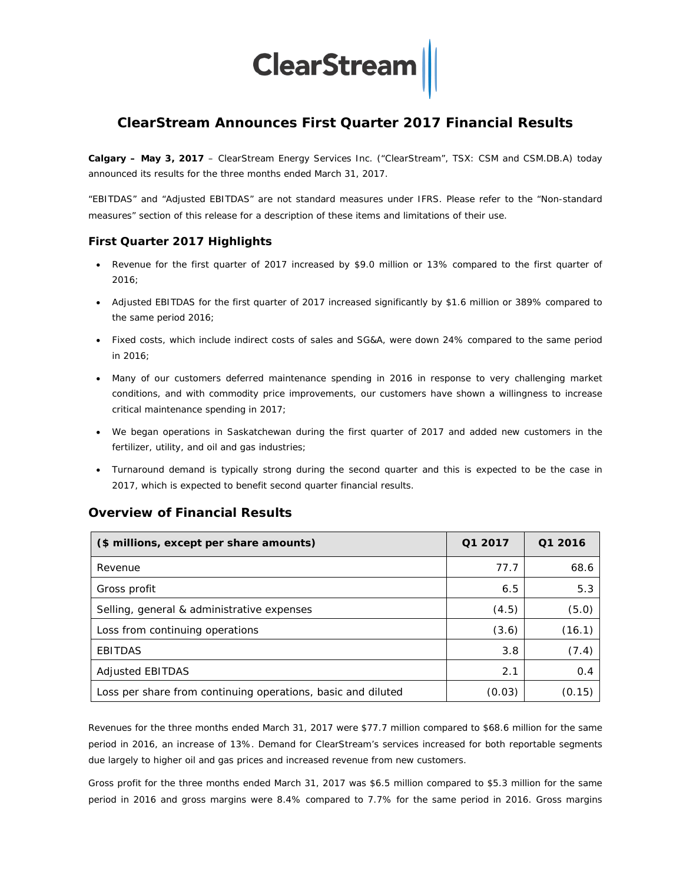# ClearStream Announces First Quarter 2017 Financial Results

**Calgary – May 3, 2017** – ClearStream Energy Services Inc. ("ClearStream", TSX: CSM and CSM.DB.A) today announced its results for the three months ended March 31, 2017.

"EBITDAS" and "Adjusted EBITDAS" are not standard measures under IFRS. Please refer to the "Non-standard measures" section of this release for a description of these items and limitations of their use.

## First Quarter 2017 Highlights

- Revenue for the first quarter of 2017 increased by $9.0 million or 13% compared to the first quarter of 2016;
- Adjusted EBITDAS for the first quarter of 2017 increased significantly by $1.6 million or 389% compared to the same period 2016;
- Fixed costs, which include indirect costs of sales and SG&A, were down 24% compared to the same period in 2016;
- Many of our customers deferred maintenance spending in 2016 in response to very challenging market conditions, and with commodity price improvements, our customers have shown a willingness to increase critical maintenance spending in 2017;
- We began operations in Saskatchewan during the first quarter of 2017 and added new customers in the fertilizer, utility, and oil and gas industries;
- Turnaround demand is typically strong during the second quarter and this is expected to be the case in 2017, which is expected to benefit second quarter financial results.

## Overview of Financial Results

| ($ millions, except per share amounts) | Q1 2017 | Q1 2016 |
|---|---|---|
| Revenue | 77.7 | 68.6 |
| Gross profit | 6.5 | 5.3 |
| Selling, general & administrative expenses | (4.5) | (5.0) |
| Loss from continuing operations | (3.6) | (16.1) |
| EBITDAS | 3.8 | (7.4) |
| Adjusted EBITDAS | 2.1 | 0.4 |
| Loss per share from continuing operations, basic and diluted | (0.03) | (0.15) |

Revenues for the three months ended March 31, 2017 were $77.7 million compared to $68.6 million for the same period in 2016, an increase of 13%. Demand for ClearStream's services increased for both reportable segments due largely to higher oil and gas prices and increased revenue from new customers.

Gross profit for the three months ended March 31, 2017 was $6.5 million compared to $5.3 million for the same period in 2016 and gross margins were 8.4% compared to 7.7% for the same period in 2016. Gross margins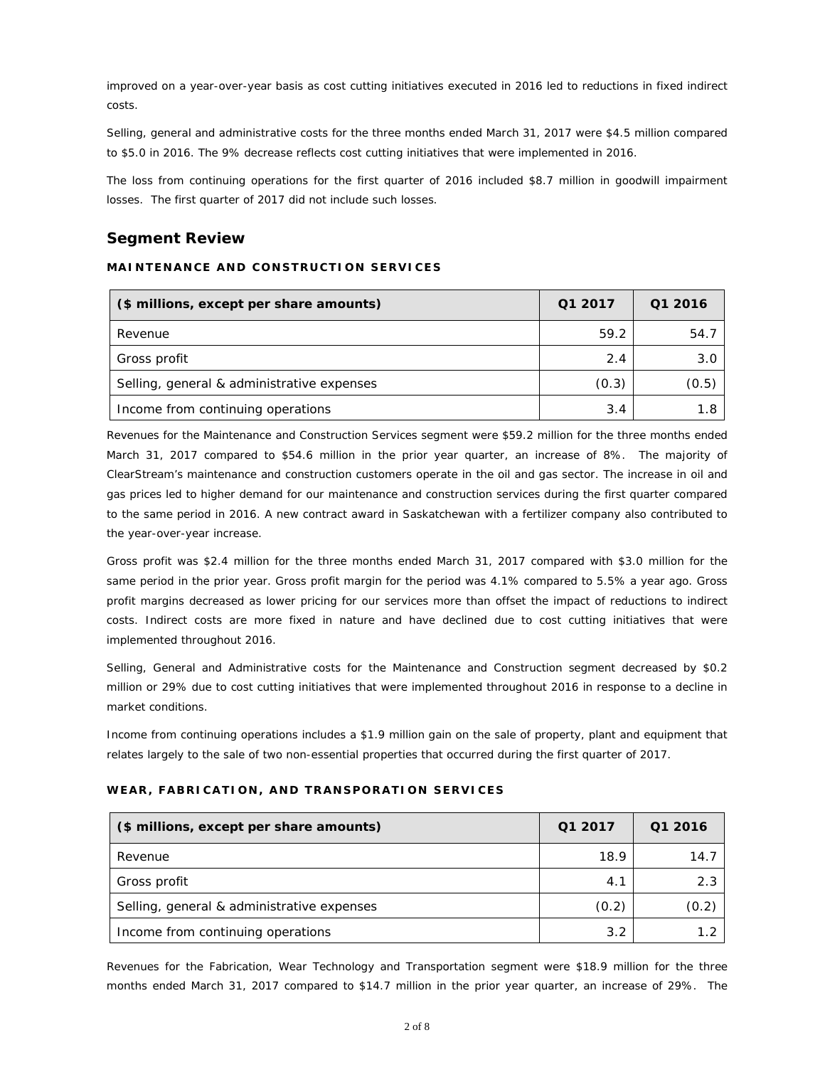improved on a year-over-year basis as cost cutting initiatives executed in 2016 led to reductions in fixed indirect costs.

Selling, general and administrative costs for the three months ended March 31, 2017 were $4.5 million compared to $5.0 in 2016. The 9% decrease reflects cost cutting initiatives that were implemented in 2016.

The loss from continuing operations for the first quarter of 2016 included $8.7 million in goodwill impairment losses. The first quarter of 2017 did not include such losses.

## Segment Review

### MAINTENANCE AND CONSTRUCTION SERVICES

| ($ millions, except per share amounts) | Q1 2017 | Q1 2016 |
|---|---|---|
| Revenue | 59.2 | 54.7 |
| Gross profit | 2.4 | 3.0 |
| Selling, general & administrative expenses | (0.3) | (0.5) |
| Income from continuing operations | 3.4 | 1.8 |

Revenues for the Maintenance and Construction Services segment were $59.2 million for the three months ended March 31, 2017 compared to $54.6 million in the prior year quarter, an increase of 8%. The majority of ClearStream's maintenance and construction customers operate in the oil and gas sector. The increase in oil and gas prices led to higher demand for our maintenance and construction services during the first quarter compared to the same period in 2016. A new contract award in Saskatchewan with a fertilizer company also contributed to the year-over-year increase.

Gross profit was $2.4 million for the three months ended March 31, 2017 compared with $3.0 million for the same period in the prior year. Gross profit margin for the period was 4.1% compared to 5.5% a year ago. Gross profit margins decreased as lower pricing for our services more than offset the impact of reductions to indirect costs. Indirect costs are more fixed in nature and have declined due to cost cutting initiatives that were implemented throughout 2016.

Selling, General and Administrative costs for the Maintenance and Construction segment decreased by $0.2 million or 29% due to cost cutting initiatives that were implemented throughout 2016 in response to a decline in market conditions.

Income from continuing operations includes a $1.9 million gain on the sale of property, plant and equipment that relates largely to the sale of two non-essential properties that occurred during the first quarter of 2017.

### WEAR, FABRICATION, AND TRANSPORATION SERVICES

| ($ millions, except per share amounts) | Q1 2017 | Q1 2016 |
|---|---|---|
| Revenue | 18.9 | 14.7 |
| Gross profit | 4.1 | 2.3 |
| Selling, general & administrative expenses | (0.2) | (0.2) |
| Income from continuing operations | 3.2 | 1.2 |

Revenues for the Fabrication, Wear Technology and Transportation segment were $18.9 million for the three months ended March 31, 2017 compared to $14.7 million in the prior year quarter, an increase of 29%. The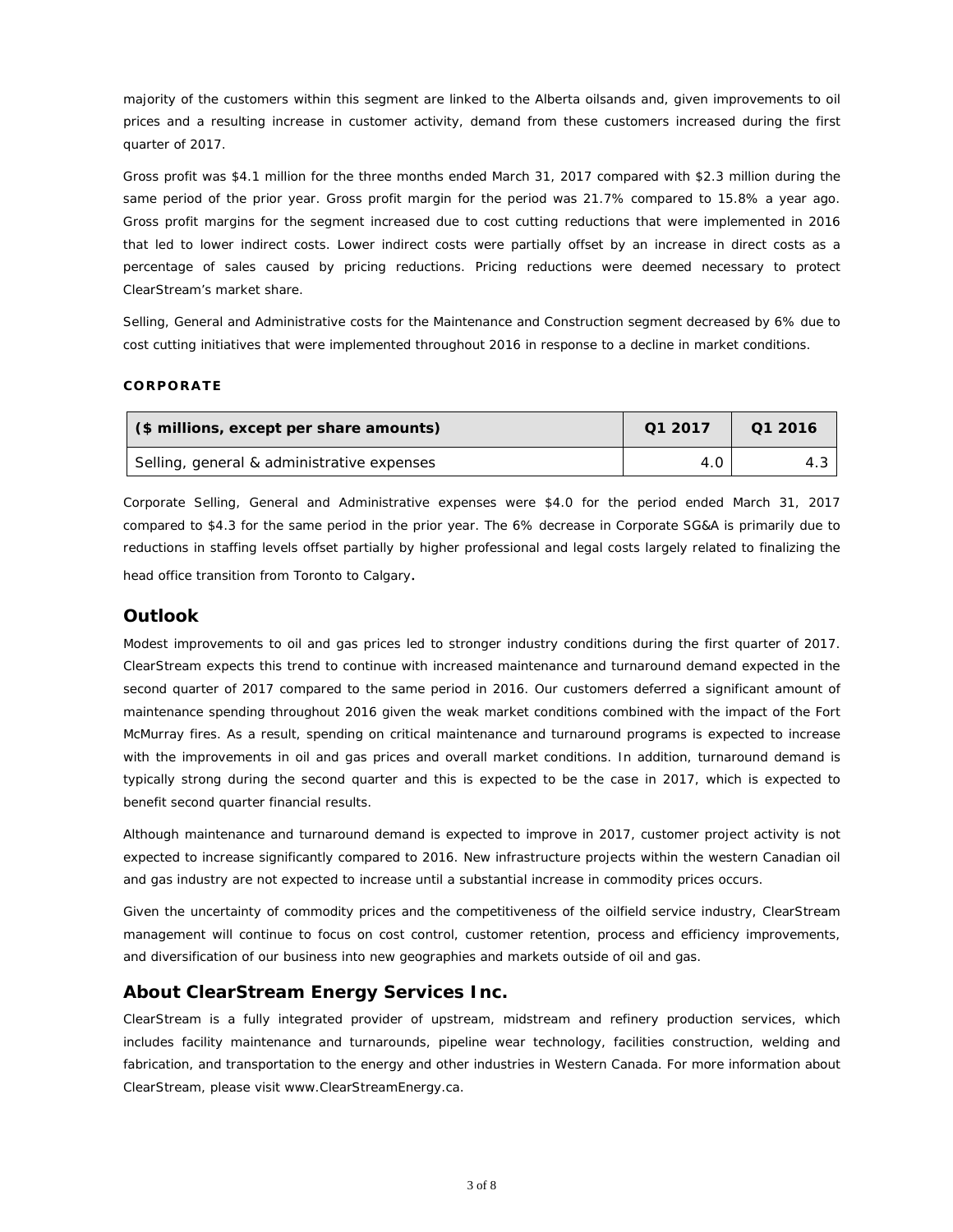majority of the customers within this segment are linked to the Alberta oilsands and, given improvements to oil prices and a resulting increase in customer activity, demand from these customers increased during the first quarter of 2017.

Gross profit was $4.1 million for the three months ended March 31, 2017 compared with $2.3 million during the same period of the prior year. Gross profit margin for the period was 21.7% compared to 15.8% a year ago. Gross profit margins for the segment increased due to cost cutting reductions that were implemented in 2016 that led to lower indirect costs. Lower indirect costs were partially offset by an increase in direct costs as a percentage of sales caused by pricing reductions. Pricing reductions were deemed necessary to protect ClearStream's market share.

Selling, General and Administrative costs for the Maintenance and Construction segment decreased by 6% due to cost cutting initiatives that were implemented throughout 2016 in response to a decline in market conditions.

**CORPORATE**

| ($ millions, except per share amounts) | Q1 2017 | Q1 2016 |
|---|---|---|
| Selling, general & administrative expenses | 4.0 | 4.3 |

Corporate Selling, General and Administrative expenses were $4.0 for the period ended March 31, 2017 compared to $4.3 for the same period in the prior year. The 6% decrease in Corporate SG&A is primarily due to reductions in staffing levels offset partially by higher professional and legal costs largely related to finalizing the head office transition from Toronto to Calgary.

## Outlook

Modest improvements to oil and gas prices led to stronger industry conditions during the first quarter of 2017. ClearStream expects this trend to continue with increased maintenance and turnaround demand expected in the second quarter of 2017 compared to the same period in 2016. Our customers deferred a significant amount of maintenance spending throughout 2016 given the weak market conditions combined with the impact of the Fort McMurray fires. As a result, spending on critical maintenance and turnaround programs is expected to increase with the improvements in oil and gas prices and overall market conditions. In addition, turnaround demand is typically strong during the second quarter and this is expected to be the case in 2017, which is expected to benefit second quarter financial results.

Although maintenance and turnaround demand is expected to improve in 2017, customer project activity is not expected to increase significantly compared to 2016. New infrastructure projects within the western Canadian oil and gas industry are not expected to increase until a substantial increase in commodity prices occurs.

Given the uncertainty of commodity prices and the competitiveness of the oilfield service industry, ClearStream management will continue to focus on cost control, customer retention, process and efficiency improvements, and diversification of our business into new geographies and markets outside of oil and gas.

## About ClearStream Energy Services Inc.

ClearStream is a fully integrated provider of upstream, midstream and refinery production services, which includes facility maintenance and turnarounds, pipeline wear technology, facilities construction, welding and fabrication, and transportation to the energy and other industries in Western Canada. For more information about ClearStream, please visit www.ClearStreamEnergy.ca.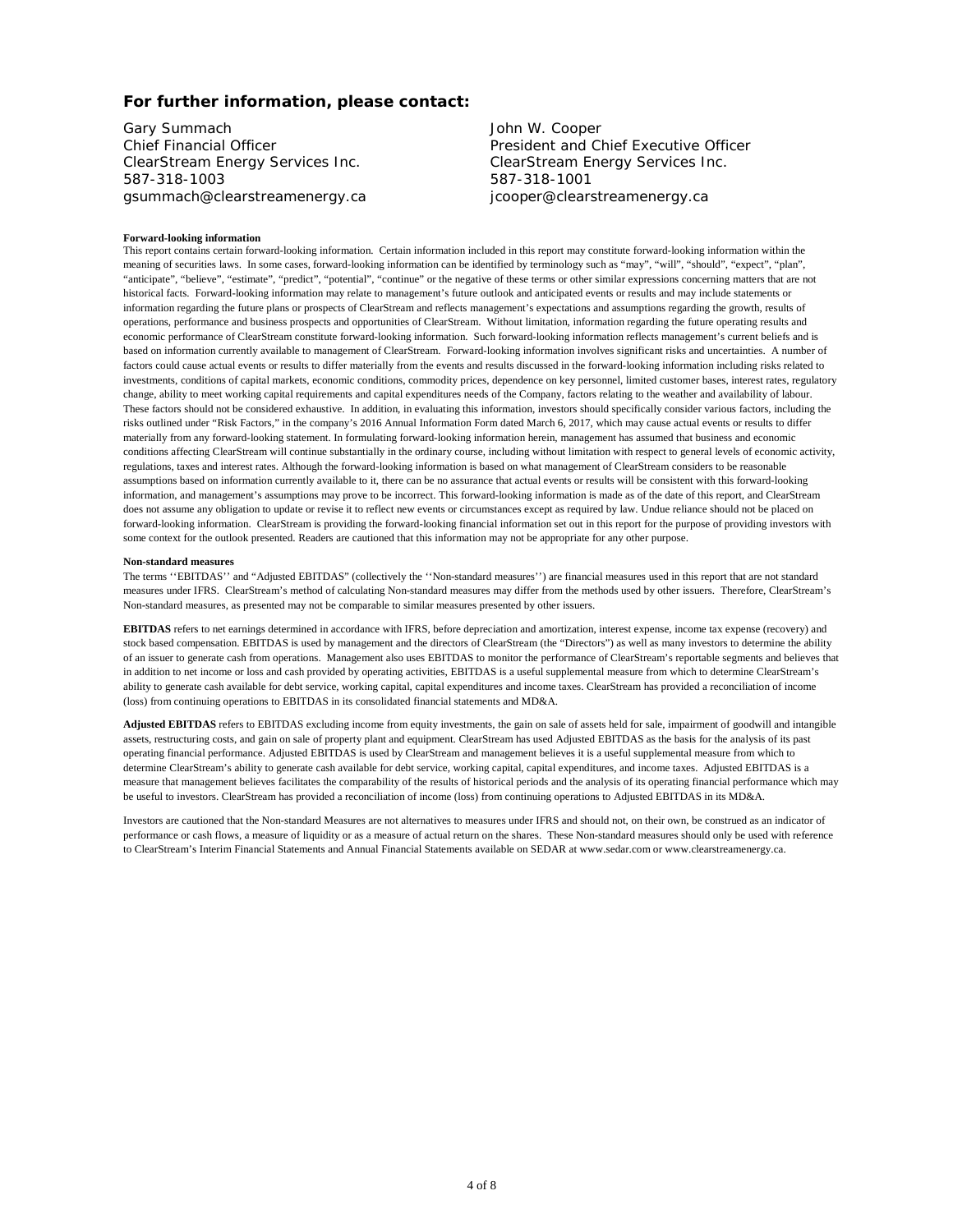## For further information, please contact:

Gary Summach
Chief Financial Officer
ClearStream Energy Services Inc.
587-318-1003
gsummach@clearstreamenergy.ca

John W. Cooper
President and Chief Executive Officer
ClearStream Energy Services Inc.
587-318-1001
jcooper@clearstreamenergy.ca

**Forward-looking information**

This report contains certain forward-looking information. Certain information included in this report may constitute forward-looking information within the meaning of securities laws. In some cases, forward-looking information can be identified by terminology such as "may", "will", "should", "expect", "plan", "anticipate", "believe", "estimate", "predict", "potential", "continue" or the negative of these terms or other similar expressions concerning matters that are not historical facts. Forward-looking information may relate to management's future outlook and anticipated events or results and may include statements or information regarding the future plans or prospects of ClearStream and reflects management's expectations and assumptions regarding the growth, results of operations, performance and business prospects and opportunities of ClearStream. Without limitation, information regarding the future operating results and economic performance of ClearStream constitute forward-looking information. Such forward-looking information reflects management's current beliefs and is based on information currently available to management of ClearStream. Forward-looking information involves significant risks and uncertainties. A number of factors could cause actual events or results to differ materially from the events and results discussed in the forward-looking information including risks related to investments, conditions of capital markets, economic conditions, commodity prices, dependence on key personnel, limited customer bases, interest rates, regulatory change, ability to meet working capital requirements and capital expenditures needs of the Company, factors relating to the weather and availability of labour. These factors should not be considered exhaustive. In addition, in evaluating this information, investors should specifically consider various factors, including the risks outlined under "Risk Factors," in the company's 2016 Annual Information Form dated March 6, 2017, which may cause actual events or results to differ materially from any forward-looking statement. In formulating forward-looking information herein, management has assumed that business and economic conditions affecting ClearStream will continue substantially in the ordinary course, including without limitation with respect to general levels of economic activity, regulations, taxes and interest rates. Although the forward-looking information is based on what management of ClearStream considers to be reasonable assumptions based on information currently available to it, there can be no assurance that actual events or results will be consistent with this forward-looking information, and management's assumptions may prove to be incorrect. This forward-looking information is made as of the date of this report, and ClearStream does not assume any obligation to update or revise it to reflect new events or circumstances except as required by law. Undue reliance should not be placed on forward-looking information. ClearStream is providing the forward-looking financial information set out in this report for the purpose of providing investors with some context for the outlook presented. Readers are cautioned that this information may not be appropriate for any other purpose.

**Non-standard measures**

The terms ''EBITDAS'' and "Adjusted EBITDAS" (collectively the ''Non-standard measures'') are financial measures used in this report that are not standard measures under IFRS. ClearStream's method of calculating Non-standard measures may differ from the methods used by other issuers. Therefore, ClearStream's Non-standard measures, as presented may not be comparable to similar measures presented by other issuers.

**EBITDAS** refers to net earnings determined in accordance with IFRS, before depreciation and amortization, interest expense, income tax expense (recovery) and stock based compensation. EBITDAS is used by management and the directors of ClearStream (the "Directors") as well as many investors to determine the ability of an issuer to generate cash from operations. Management also uses EBITDAS to monitor the performance of ClearStream's reportable segments and believes that in addition to net income or loss and cash provided by operating activities, EBITDAS is a useful supplemental measure from which to determine ClearStream's ability to generate cash available for debt service, working capital, capital expenditures and income taxes. ClearStream has provided a reconciliation of income (loss) from continuing operations to EBITDAS in its consolidated financial statements and MD&A.

**Adjusted EBITDAS** refers to EBITDAS excluding income from equity investments, the gain on sale of assets held for sale, impairment of goodwill and intangible assets, restructuring costs, and gain on sale of property plant and equipment. ClearStream has used Adjusted EBITDAS as the basis for the analysis of its past operating financial performance. Adjusted EBITDAS is used by ClearStream and management believes it is a useful supplemental measure from which to determine ClearStream's ability to generate cash available for debt service, working capital, capital expenditures, and income taxes. Adjusted EBITDAS is a measure that management believes facilitates the comparability of the results of historical periods and the analysis of its operating financial performance which may be useful to investors. ClearStream has provided a reconciliation of income (loss) from continuing operations to Adjusted EBITDAS in its MD&A.

Investors are cautioned that the Non-standard Measures are not alternatives to measures under IFRS and should not, on their own, be construed as an indicator of performance or cash flows, a measure of liquidity or as a measure of actual return on the shares. These Non-standard measures should only be used with reference to ClearStream's Interim Financial Statements and Annual Financial Statements available on SEDAR at www.sedar.com or www.clearstreamenergy.ca.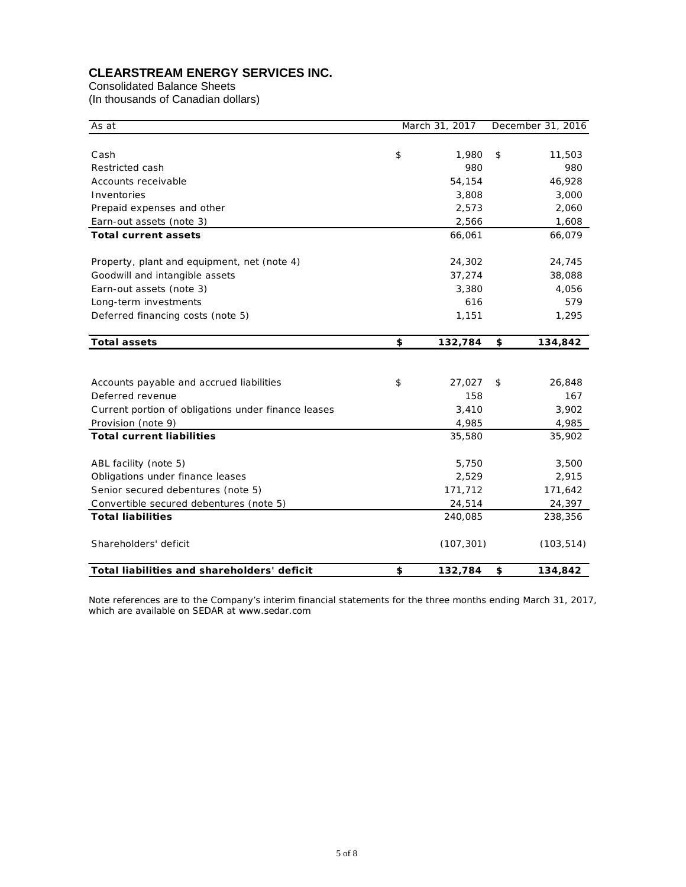# CLEARSTREAM ENERGY SERVICES INC.

Consolidated Balance Sheets
(In thousands of Canadian dollars)

| As at | March 31, 2017 | December 31, 2016 |
|---|---|---|
| Cash | $ 1,980 | $ 11,503 |
| Restricted cash | 980 | 980 |
| Accounts receivable | 54,154 | 46,928 |
| Inventories | 3,808 | 3,000 |
| Prepaid expenses and other | 2,573 | 2,060 |
| Earn-out assets (note 3) | 2,566 | 1,608 |
| **Total current assets** | 66,061 | 66,079 |
| Property, plant and equipment, net (note 4) | 24,302 | 24,745 |
| Goodwill and intangible assets | 37,274 | 38,088 |
| Earn-out assets (note 3) | 3,380 | 4,056 |
| Long-term investments | 616 | 579 |
| Deferred financing costs (note 5) | 1,151 | 1,295 |
| **Total assets** | **$ 132,784** | **$ 134,842** |
| Accounts payable and accrued liabilities | $ 27,027 | $ 26,848 |
| Deferred revenue | 158 | 167 |
| Current portion of obligations under finance leases | 3,410 | 3,902 |
| Provision (note 9) | 4,985 | 4,985 |
| **Total current liabilities** | 35,580 | 35,902 |
| ABL facility (note 5) | 5,750 | 3,500 |
| Obligations under finance leases | 2,529 | 2,915 |
| Senior secured debentures (note 5) | 171,712 | 171,642 |
| Convertible secured debentures (note 5) | 24,514 | 24,397 |
| **Total liabilities** | 240,085 | 238,356 |
| Shareholders' deficit | (107,301) | (103,514) |
| **Total liabilities and shareholders' deficit** | **$ 132,784** | **$ 134,842** |

Note references are to the Company's interim financial statements for the three months ending March 31, 2017, which are available on SEDAR at www.sedar.com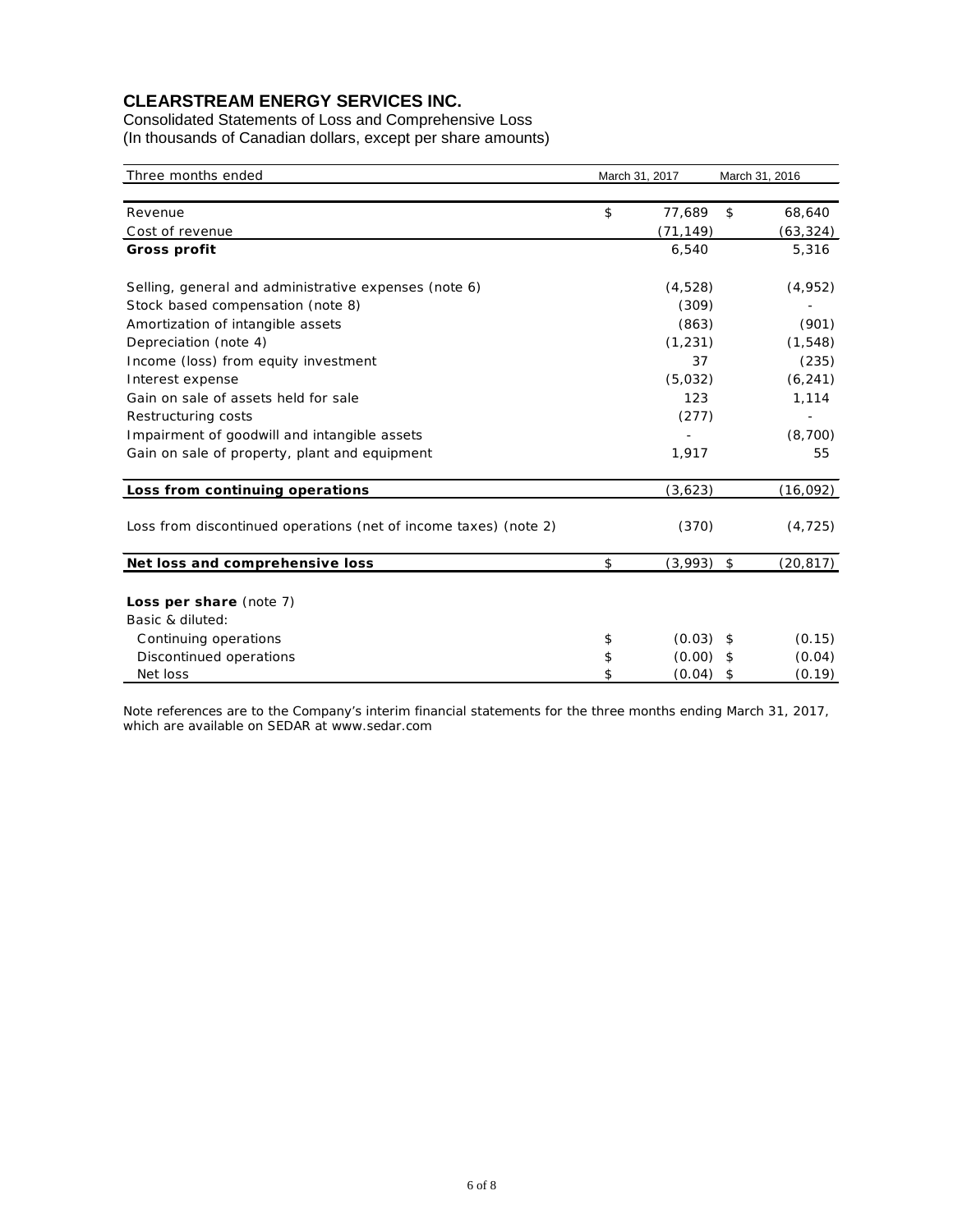# CLEARSTREAM ENERGY SERVICES INC.

Consolidated Statements of Loss and Comprehensive Loss
(In thousands of Canadian dollars, except per share amounts)

| Three months ended | March 31, 2017 | March 31, 2016 |
|---|---|---|
| Revenue | $ 77,689 | $ 68,640 |
| Cost of revenue | (71,149) | (63,324) |
| **Gross profit** | 6,540 | 5,316 |
| Selling, general and administrative expenses (note 6) | (4,528) | (4,952) |
| Stock based compensation (note 8) | (309) | - |
| Amortization of intangible assets | (863) | (901) |
| Depreciation (note 4) | (1,231) | (1,548) |
| Income (loss) from equity investment | 37 | (235) |
| Interest expense | (5,032) | (6,241) |
| Gain on sale of assets held for sale | 123 | 1,114 |
| Restructuring costs | (277) | - |
| Impairment of goodwill and intangible assets | - | (8,700) |
| Gain on sale of property, plant and equipment | 1,917 | 55 |
| **Loss from continuing operations** | (3,623) | (16,092) |
| Loss from discontinued operations (net of income taxes) (note 2) | (370) | (4,725) |
| **Net loss and comprehensive loss** | $ (3,993) | $ (20,817) |
| **Loss per share** (note 7) | | |
| Basic & diluted: | | |
| Continuing operations | $ (0.03) | $ (0.15) |
| Discontinued operations | $ (0.00) | $ (0.04) |
| Net loss | $ (0.04) | $ (0.19) |

Note references are to the Company's interim financial statements for the three months ending March 31, 2017, which are available on SEDAR at www.sedar.com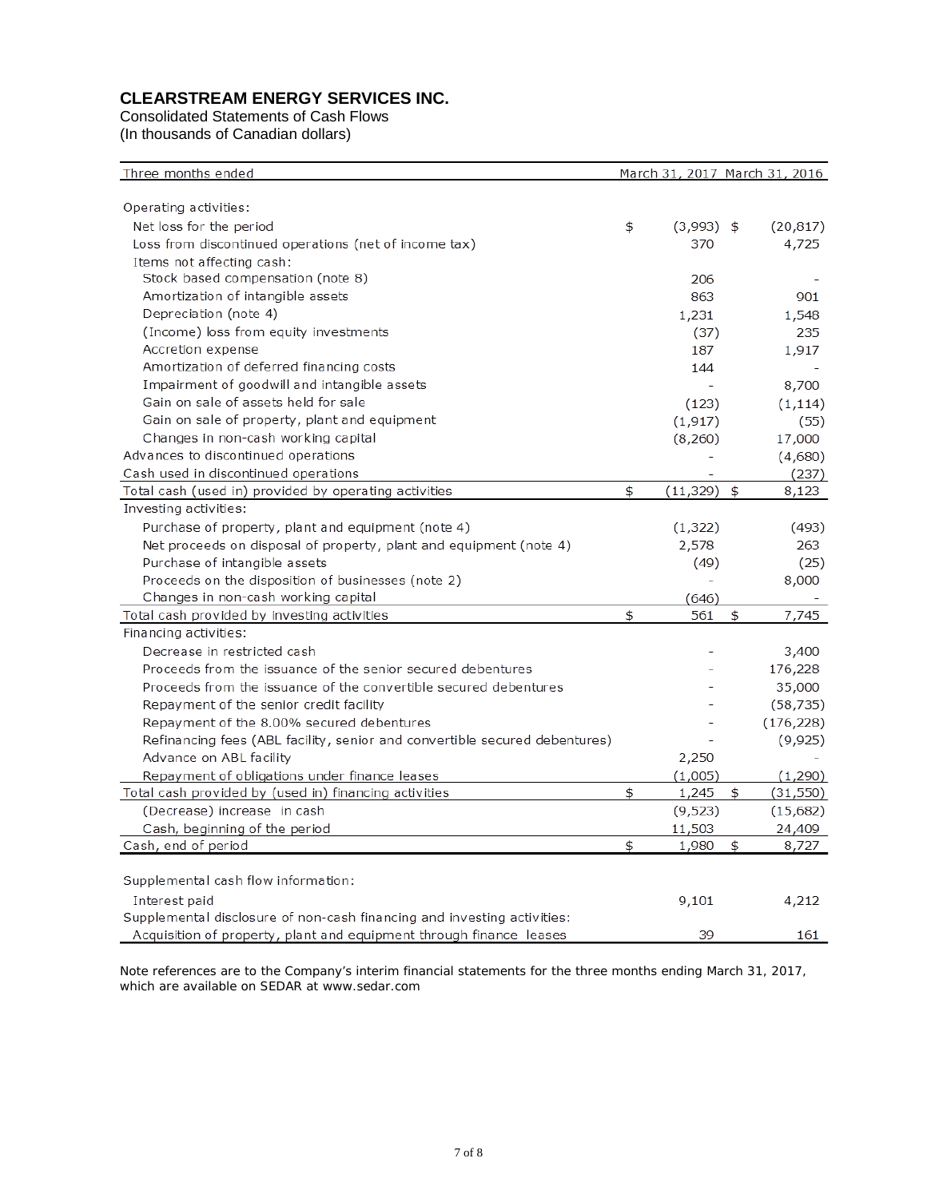**CLEARSTREAM ENERGY SERVICES INC.**

Consolidated Statements of Cash Flows
(In thousands of Canadian dollars)

| Three months ended | March 31, 2017 | March 31, 2016 |
|---|---|---|
| Operating activities: | | |
| Net loss for the period | $ (3,993) | $ (20,817) |
| Loss from discontinued operations (net of income tax) | 370 | 4,725 |
| Items not affecting cash: | | |
| Stock based compensation (note 8) | 206 | - |
| Amortization of intangible assets | 863 | 901 |
| Depreciation (note 4) | 1,231 | 1,548 |
| (Income) loss from equity investments | (37) | 235 |
| Accretion expense | 187 | 1,917 |
| Amortization of deferred financing costs | 144 | - |
| Impairment of goodwill and intangible assets | - | 8,700 |
| Gain on sale of assets held for sale | (123) | (1,114) |
| Gain on sale of property, plant and equipment | (1,917) | (55) |
| Changes in non-cash working capital | (8,260) | 17,000 |
| Advances to discontinued operations | - | (4,680) |
| Cash used in discontinued operations | - | (237) |
| Total cash (used in) provided by operating activities | $ (11,329) | $ 8,123 |
| Investing activities: | | |
| Purchase of property, plant and equipment (note 4) | (1,322) | (493) |
| Net proceeds on disposal of property, plant and equipment (note 4) | 2,578 | 263 |
| Purchase of intangible assets | (49) | (25) |
| Proceeds on the disposition of businesses (note 2) | - | 8,000 |
| Changes in non-cash working capital | (646) | - |
| Total cash provided by investing activities | $ 561 | $ 7,745 |
| Financing activities: | | |
| Decrease in restricted cash | - | 3,400 |
| Proceeds from the issuance of the senior secured debentures | - | 176,228 |
| Proceeds from the issuance of the convertible secured debentures | - | 35,000 |
| Repayment of the senior credit facility | - | (58,735) |
| Repayment of the 8.00% secured debentures | - | (176,228) |
| Refinancing fees (ABL facility, senior and convertible secured debentures) | - | (9,925) |
| Advance on ABL facility | 2,250 | - |
| Repayment of obligations under finance leases | (1,005) | (1,290) |
| Total cash provided by (used in) financing activities | $ 1,245 | $ (31,550) |
| (Decrease) increase in cash | (9,523) | (15,682) |
| Cash, beginning of the period | 11,503 | 24,409 |
| Cash, end of period | $ 1,980 | $ 8,727 |
| | | |
| Supplemental cash flow information: | | |
| Interest paid | 9,101 | 4,212 |
| Supplemental disclosure of non-cash financing and investing activities: | | |
| Acquisition of property, plant and equipment through finance leases | 39 | 161 |

Note references are to the Company's interim financial statements for the three months ending March 31, 2017, which are available on SEDAR at www.sedar.com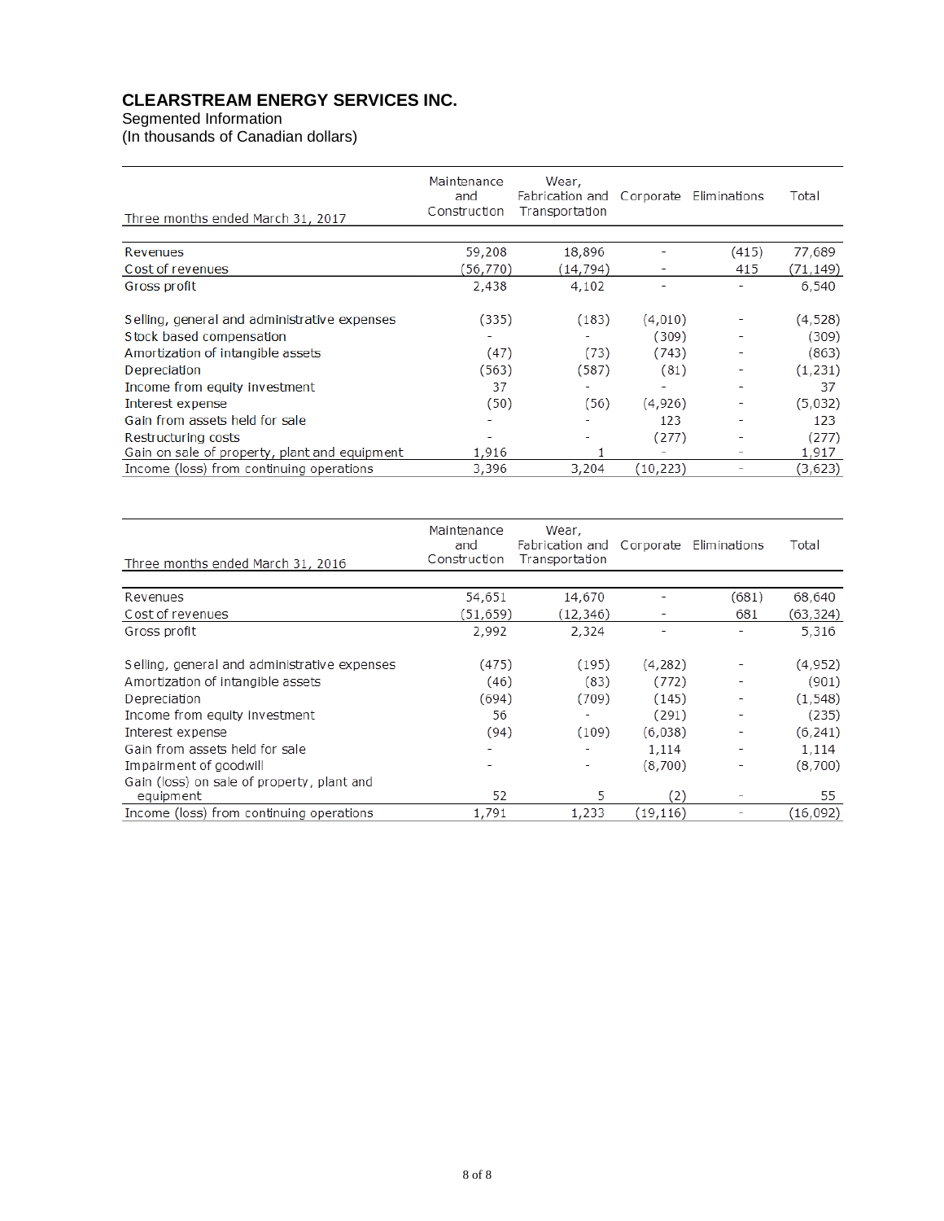# CLEARSTREAM ENERGY SERVICES INC.

Segmented Information
(In thousands of Canadian dollars)

| Three months ended March 31, 2017 | Maintenance and Construction | Wear, Fabrication and Transportation | Corporate | Eliminations | Total |
|---|---|---|---|---|---|
| Revenues | 59,208 | 18,896 | - | (415) | 77,689 |
| Cost of revenues | (56,770) | (14,794) | - | 415 | (71,149) |
| Gross profit | 2,438 | 4,102 | - | - | 6,540 |
| Selling, general and administrative expenses | (335) | (183) | (4,010) | - | (4,528) |
| Stock based compensation | - | - | (309) | - | (309) |
| Amortization of intangible assets | (47) | (73) | (743) | - | (863) |
| Depreciation | (563) | (587) | (81) | - | (1,231) |
| Income from equity investment | 37 | - | - | - | 37 |
| Interest expense | (50) | (56) | (4,926) | - | (5,032) |
| Gain from assets held for sale | - | - | 123 | - | 123 |
| Restructuring costs | - | - | (277) | - | (277) |
| Gain on sale of property, plant and equipment | 1,916 | 1 | - | - | 1,917 |
| Income (loss) from continuing operations | 3,396 | 3,204 | (10,223) | - | (3,623) |

| Three months ended March 31, 2016 | Maintenance and Construction | Wear, Fabrication and Transportation | Corporate | Eliminations | Total |
|---|---|---|---|---|---|
| Revenues | 54,651 | 14,670 | - | (681) | 68,640 |
| Cost of revenues | (51,659) | (12,346) | - | 681 | (63,324) |
| Gross profit | 2,992 | 2,324 | - | - | 5,316 |
| Selling, general and administrative expenses | (475) | (195) | (4,282) | - | (4,952) |
| Amortization of intangible assets | (46) | (83) | (772) | - | (901) |
| Depreciation | (694) | (709) | (145) | - | (1,548) |
| Income from equity investment | 56 | - | (291) | - | (235) |
| Interest expense | (94) | (109) | (6,038) | - | (6,241) |
| Gain from assets held for sale | - | - | 1,114 | - | 1,114 |
| Impairment of goodwill | - | - | (8,700) | - | (8,700) |
| Gain (loss) on sale of property, plant and equipment | 52 | 5 | (2) | - | 55 |
| Income (loss) from continuing operations | 1,791 | 1,233 | (19,116) | - | (16,092) |